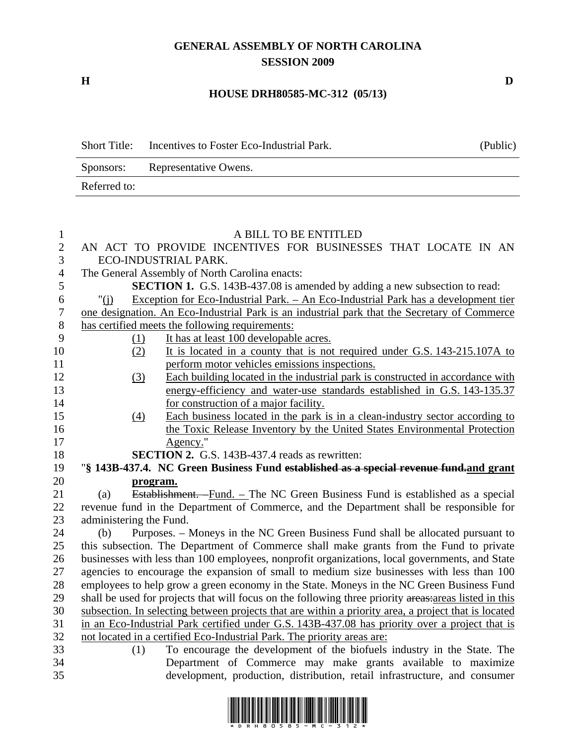# GENERAL ASSEMBLY OF NORTH CAROLINA
## SESSION 2009

**H** **D**

## HOUSE DRH80585-MC-312 (05/13)

| Short Title: | Incentives to Foster Eco-Industrial Park. | (Public) |
|---|---|---|
| Sponsors: | Representative Owens. | |
| Referred to: | | |

A BILL TO BE ENTITLED

AN ACT TO PROVIDE INCENTIVES FOR BUSINESSES THAT LOCATE IN AN ECO-INDUSTRIAL PARK.

The General Assembly of North Carolina enacts:

**SECTION 1.** G.S. 143B-437.08 is amended by adding a new subsection to read:

"(j) Exception for Eco-Industrial Park. – An Eco-Industrial Park has a development tier one designation. An Eco-Industrial Park is an industrial park that the Secretary of Commerce has certified meets the following requirements:

(1) It has at least 100 developable acres.

(2) It is located in a county that is not required under G.S. 143-215.107A to perform motor vehicles emissions inspections.

(3) Each building located in the industrial park is constructed in accordance with energy-efficiency and water-use standards established in G.S. 143-135.37 for construction of a major facility.

(4) Each business located in the park is in a clean-industry sector according to the Toxic Release Inventory by the United States Environmental Protection Agency."

**SECTION 2.** G.S. 143B-437.4 reads as rewritten:

"**§ 143B-437.4. NC Green Business Fund ~~established as a special revenue fund.~~and grant program.**

(a) ~~Establishment. –~~Fund. – The NC Green Business Fund is established as a special revenue fund in the Department of Commerce, and the Department shall be responsible for administering the Fund.

(b) Purposes. – Moneys in the NC Green Business Fund shall be allocated pursuant to this subsection. The Department of Commerce shall make grants from the Fund to private businesses with less than 100 employees, nonprofit organizations, local governments, and State agencies to encourage the expansion of small to medium size businesses with less than 100 employees to help grow a green economy in the State. Moneys in the NC Green Business Fund shall be used for projects that will focus on the following three priority ~~areas:~~areas listed in this subsection. In selecting between projects that are within a priority area, a project that is located in an Eco-Industrial Park certified under G.S. 143B-437.08 has priority over a project that is not located in a certified Eco-Industrial Park. The priority areas are:

(1) To encourage the development of the biofuels industry in the State. The Department of Commerce may make grants available to maximize development, production, distribution, retail infrastructure, and consumer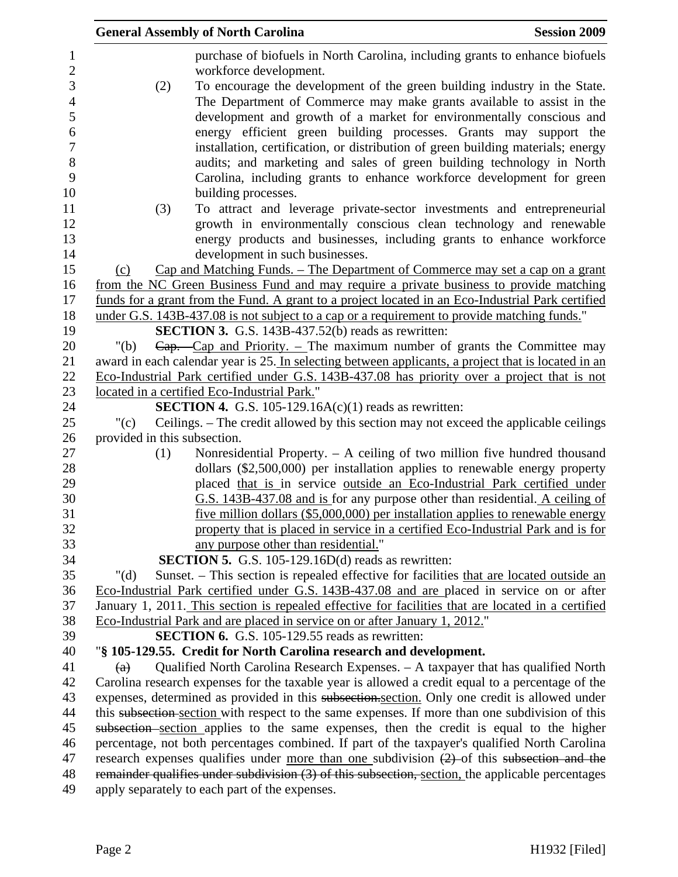purchase of biofuels in North Carolina, including grants to enhance biofuels workforce development.

(2) To encourage the development of the green building industry in the State. The Department of Commerce may make grants available to assist in the development and growth of a market for environmentally conscious and energy efficient green building processes. Grants may support the installation, certification, or distribution of green building materials; energy audits; and marketing and sales of green building technology in North Carolina, including grants to enhance workforce development for green building processes.

(3) To attract and leverage private-sector investments and entrepreneurial growth in environmentally conscious clean technology and renewable energy products and businesses, including grants to enhance workforce development in such businesses.

(c) Cap and Matching Funds. – The Department of Commerce may set a cap on a grant from the NC Green Business Fund and may require a private business to provide matching funds for a grant from the Fund. A grant to a project located in an Eco-Industrial Park certified under G.S. 143B-437.08 is not subject to a cap or a requirement to provide matching funds."

**SECTION 3.** G.S. 143B-437.52(b) reads as rewritten:

"(b) ~~Cap.~~ Cap and Priority. – The maximum number of grants the Committee may award in each calendar year is 25. In selecting between applicants, a project that is located in an Eco-Industrial Park certified under G.S. 143B-437.08 has priority over a project that is not located in a certified Eco-Industrial Park."

**SECTION 4.** G.S. 105-129.16A(c)(1) reads as rewritten:

"(c) Ceilings. – The credit allowed by this section may not exceed the applicable ceilings provided in this subsection.

(1) Nonresidential Property. – A ceiling of two million five hundred thousand dollars ($2,500,000) per installation applies to renewable energy property placed that is in service outside an Eco-Industrial Park certified under G.S. 143B-437.08 and is for any purpose other than residential. A ceiling of five million dollars ($5,000,000) per installation applies to renewable energy property that is placed in service in a certified Eco-Industrial Park and is for any purpose other than residential."

**SECTION 5.** G.S. 105-129.16D(d) reads as rewritten:

"(d) Sunset. – This section is repealed effective for facilities that are located outside an Eco-Industrial Park certified under G.S. 143B-437.08 and are placed in service on or after January 1, 2011. This section is repealed effective for facilities that are located in a certified Eco-Industrial Park and are placed in service on or after January 1, 2012."

**SECTION 6.** G.S. 105-129.55 reads as rewritten:

"**§ 105-129.55. Credit for North Carolina research and development.**

~~(a)~~ Qualified North Carolina Research Expenses. – A taxpayer that has qualified North Carolina research expenses for the taxable year is allowed a credit equal to a percentage of the expenses, determined as provided in this ~~subsection.~~section. Only one credit is allowed under this ~~subsection~~ section with respect to the same expenses. If more than one subdivision of this ~~subsection~~ section applies to the same expenses, then the credit is equal to the higher percentage, not both percentages combined. If part of the taxpayer's qualified North Carolina research expenses qualifies under more than one subdivision ~~(2)~~ of this ~~subsection and the remainder qualifies under subdivision (3) of this subsection,~~ section, the applicable percentages apply separately to each part of the expenses.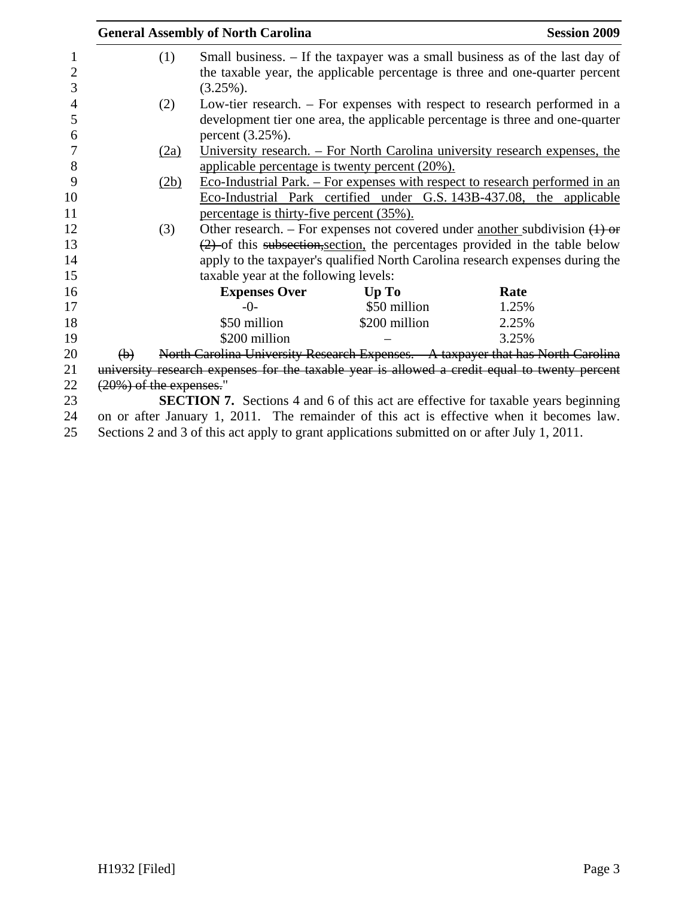(1) Small business. – If the taxpayer was a small business as of the last day of the taxable year, the applicable percentage is three and one-quarter percent (3.25%).

(2) Low-tier research. – For expenses with respect to research performed in a development tier one area, the applicable percentage is three and one-quarter percent (3.25%).

<u>(2a)</u> <u>University research. – For North Carolina university research expenses, the applicable percentage is twenty percent (20%).</u>

<u>(2b)</u> <u>Eco-Industrial Park. – For expenses with respect to research performed in an Eco-Industrial Park certified under G.S. 143B-437.08, the applicable percentage is thirty-five percent (35%).</u>

(3) Other research. – For expenses not covered under <u>another</u> subdivision ~~(1) or (2)~~ of this ~~subsection,~~<u>section,</u> the percentages provided in the table below apply to the taxpayer's qualified North Carolina research expenses during the taxable year at the following levels:

| Expenses Over | Up To | Rate |
|---|---|---|
| -0- | $50 million | 1.25% |
| $50 million | $200 million | 2.25% |
| $200 million | – | 3.25% |

~~(b) North Carolina University Research Expenses. – A taxpayer that has North Carolina university research expenses for the taxable year is allowed a credit equal to twenty percent (20%) of the expenses.~~"

**SECTION 7.** Sections 4 and 6 of this act are effective for taxable years beginning on or after January 1, 2011. The remainder of this act is effective when it becomes law. Sections 2 and 3 of this act apply to grant applications submitted on or after July 1, 2011.